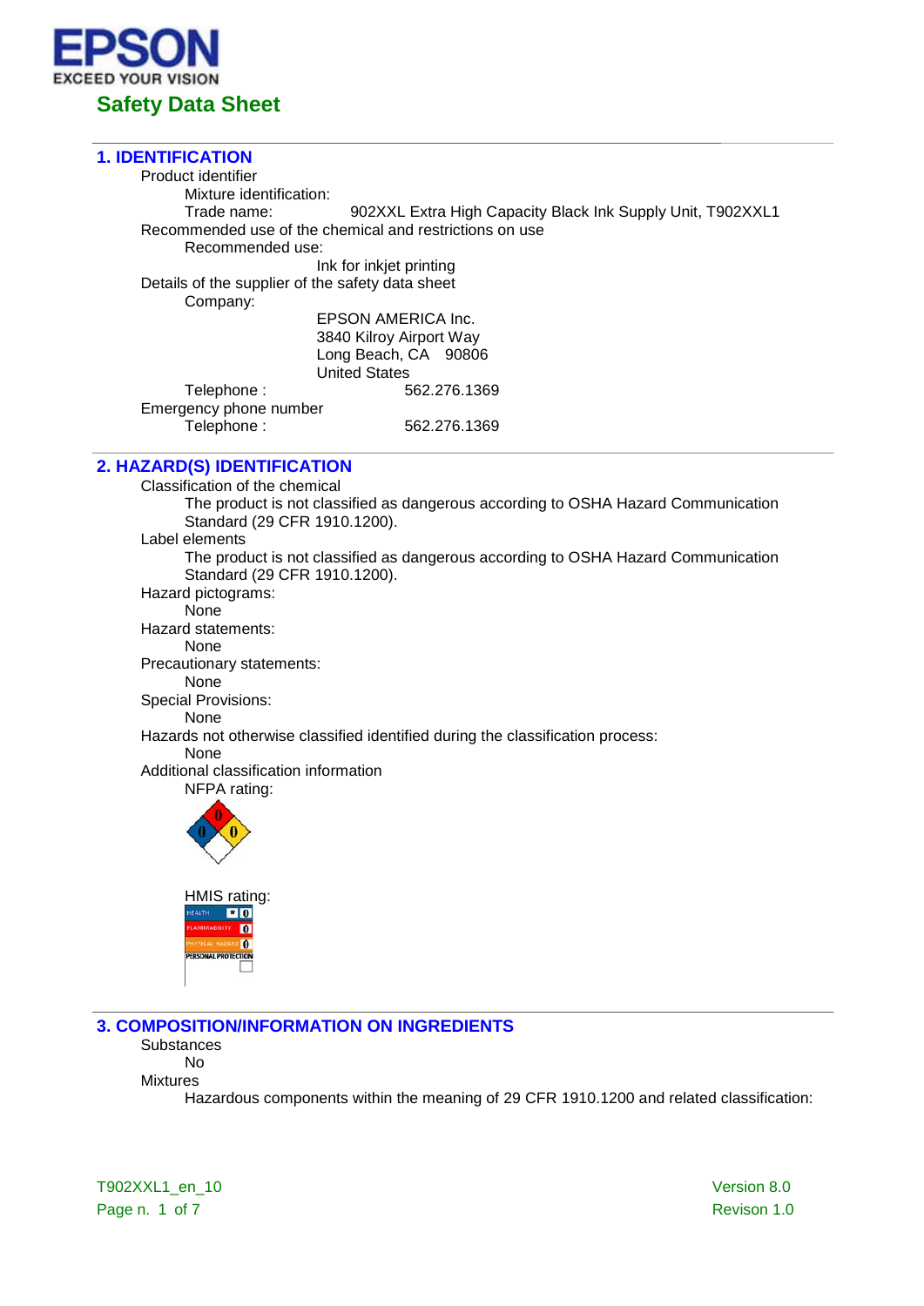EPSON
EXCEED YOUR VISION

# Safety Data Sheet

## 1. IDENTIFICATION

Product identifier

Mixture identification:

Trade name: 902XXL Extra High Capacity Black Ink Supply Unit, T902XXL1

Recommended use of the chemical and restrictions on use

Recommended use:

Ink for inkjet printing

Details of the supplier of the safety data sheet

Company:

EPSON AMERICA Inc.
3840 Kilroy Airport Way
Long Beach, CA 90806
United States

Telephone : 562.276.1369

Emergency phone number

Telephone : 562.276.1369

## 2. HAZARD(S) IDENTIFICATION

Classification of the chemical

The product is not classified as dangerous according to OSHA Hazard Communication Standard (29 CFR 1910.1200).

Label elements

The product is not classified as dangerous according to OSHA Hazard Communication Standard (29 CFR 1910.1200).

Hazard pictograms:

None

Hazard statements:

None

Precautionary statements:

None

Special Provisions:

None

Hazards not otherwise classified identified during the classification process:

None

Additional classification information

NFPA rating:

0 0 0

HMIS rating:

| | |
|---|---|
| HEALTH | * 0 |
| FLAMMABILITY | 0 |
| PHYSICAL HAZARD | 0 |
| PERSONAL PROTECTION | |

## 3. COMPOSITION/INFORMATION ON INGREDIENTS

Substances

No

Mixtures

Hazardous components within the meaning of 29 CFR 1910.1200 and related classification:

T902XXL1_en_10 Version 8.0
Revison 1.0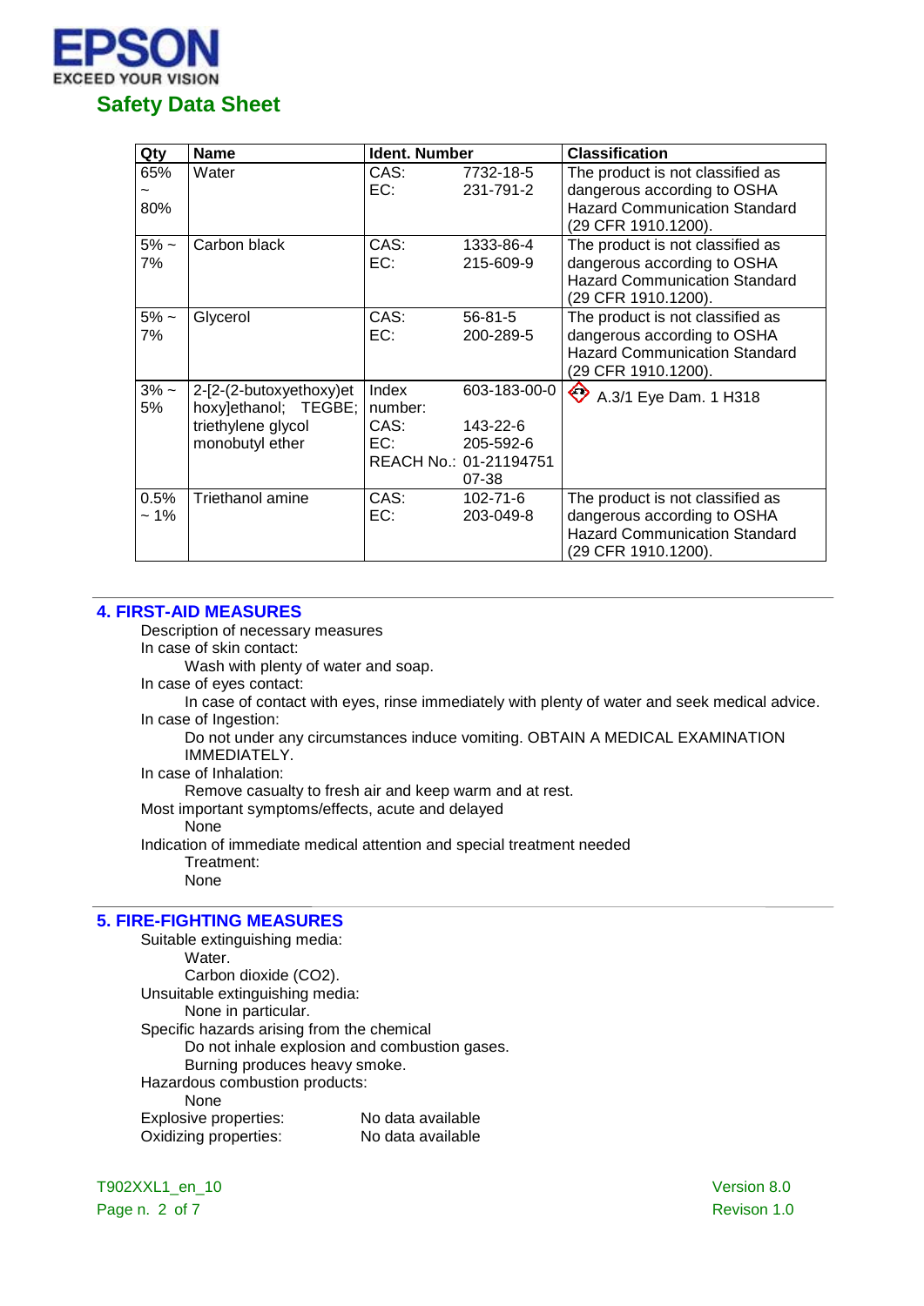| Qty | Name | Ident. Number | | Classification |
|---|---|---|---|---|
| 65% ~ 80% | Water | CAS:<br>EC: | 7732-18-5<br>231-791-2 | The product is not classified as dangerous according to OSHA Hazard Communication Standard (29 CFR 1910.1200). |
| 5% ~ 7% | Carbon black | CAS:<br>EC: | 1333-86-4<br>215-609-9 | The product is not classified as dangerous according to OSHA Hazard Communication Standard (29 CFR 1910.1200). |
| 5% ~ 7% | Glycerol | CAS:<br>EC: | 56-81-5<br>200-289-5 | The product is not classified as dangerous according to OSHA Hazard Communication Standard (29 CFR 1910.1200). |
| 3% ~ 5% | 2-[2-(2-butoxyethoxy)ethoxy]ethanol; TEGBE; triethylene glycol monobutyl ether | Index number:<br>CAS:<br>EC:<br>REACH No.: | 603-183-00-0<br>143-22-6<br>205-592-6<br>01-2119475107-38 | A.3/1 Eye Dam. 1 H318 |
| 0.5% ~ 1% | Triethanol amine | CAS:<br>EC: | 102-71-6<br>203-049-8 | The product is not classified as dangerous according to OSHA Hazard Communication Standard (29 CFR 1910.1200). |

## 4. FIRST-AID MEASURES

Description of necessary measures

In case of skin contact:

Wash with plenty of water and soap.

In case of eyes contact:

In case of contact with eyes, rinse immediately with plenty of water and seek medical advice.

In case of Ingestion:

Do not under any circumstances induce vomiting. OBTAIN A MEDICAL EXAMINATION IMMEDIATELY.

In case of Inhalation:

Remove casualty to fresh air and keep warm and at rest.

Most important symptoms/effects, acute and delayed

None

Indication of immediate medical attention and special treatment needed

Treatment:

None

## 5. FIRE-FIGHTING MEASURES

Suitable extinguishing media:

Water.

Carbon dioxide ($CO_2$).

Unsuitable extinguishing media:

None in particular.

Specific hazards arising from the chemical

Do not inhale explosion and combustion gases.

Burning produces heavy smoke.

Hazardous combustion products:

None

Explosive properties: No data available

Oxidizing properties: No data available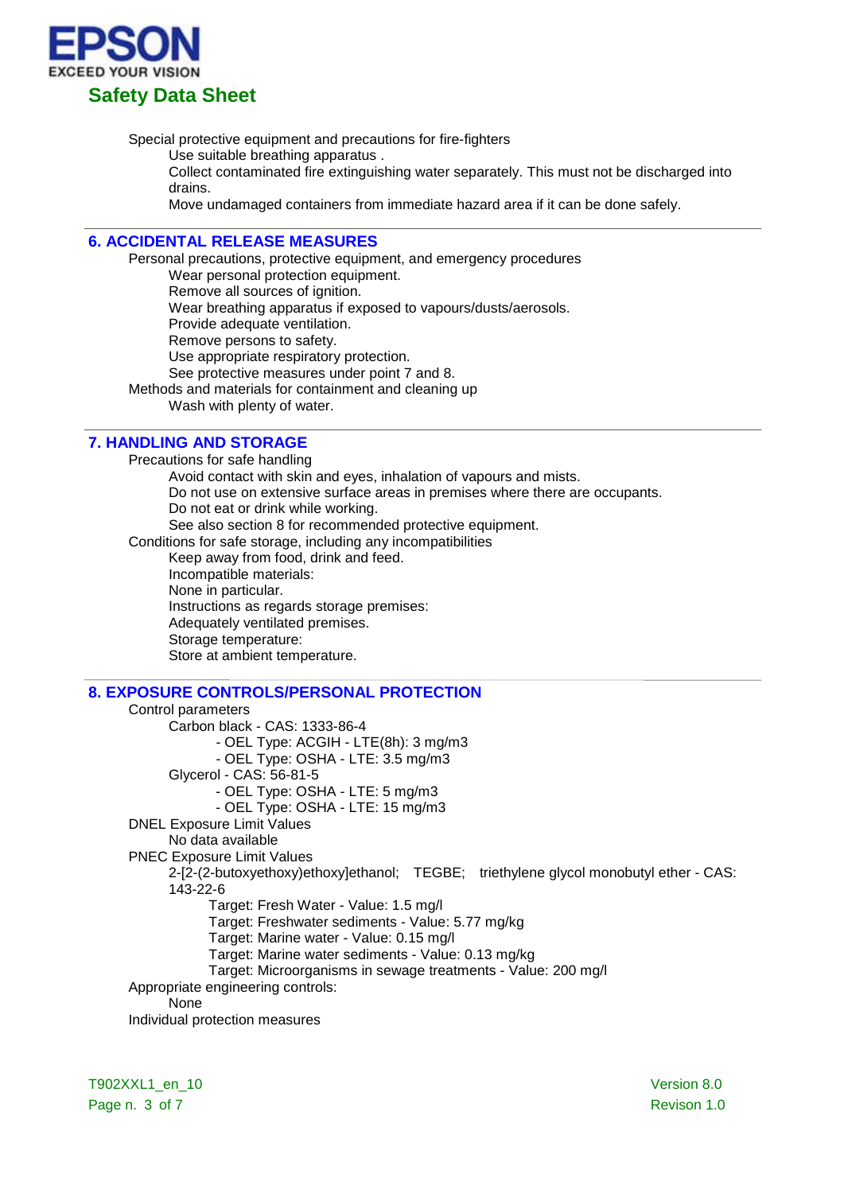Special protective equipment and precautions for fire-fighters

Use suitable breathing apparatus .

Collect contaminated fire extinguishing water separately. This must not be discharged into drains.

Move undamaged containers from immediate hazard area if it can be done safely.

## 6. ACCIDENTAL RELEASE MEASURES

Personal precautions, protective equipment, and emergency procedures

Wear personal protection equipment.

Remove all sources of ignition.

Wear breathing apparatus if exposed to vapours/dusts/aerosols.

Provide adequate ventilation.

Remove persons to safety.

Use appropriate respiratory protection.

See protective measures under point 7 and 8.

Methods and materials for containment and cleaning up

Wash with plenty of water.

## 7. HANDLING AND STORAGE

Precautions for safe handling

Avoid contact with skin and eyes, inhalation of vapours and mists.

Do not use on extensive surface areas in premises where there are occupants.

Do not eat or drink while working.

See also section 8 for recommended protective equipment.

Conditions for safe storage, including any incompatibilities

Keep away from food, drink and feed.

Incompatible materials:

None in particular.

Instructions as regards storage premises:

Adequately ventilated premises.

Storage temperature:

Store at ambient temperature.

## 8. EXPOSURE CONTROLS/PERSONAL PROTECTION

Control parameters

Carbon black - CAS: 1333-86-4

- OEL Type: ACGIH - LTE(8h): 3 mg/m3
- OEL Type: OSHA - LTE: 3.5 mg/m3

Glycerol - CAS: 56-81-5

- OEL Type: OSHA - LTE: 5 mg/m3
- OEL Type: OSHA - LTE: 15 mg/m3

DNEL Exposure Limit Values

No data available

PNEC Exposure Limit Values

2-[2-(2-butoxyethoxy)ethoxy]ethanol; TEGBE; triethylene glycol monobutyl ether - CAS: 143-22-6

Target: Fresh Water - Value: 1.5 mg/l

Target: Freshwater sediments - Value: 5.77 mg/kg

Target: Marine water - Value: 0.15 mg/l

Target: Marine water sediments - Value: 0.13 mg/kg

Target: Microorganisms in sewage treatments - Value: 200 mg/l

Appropriate engineering controls:

None

Individual protection measures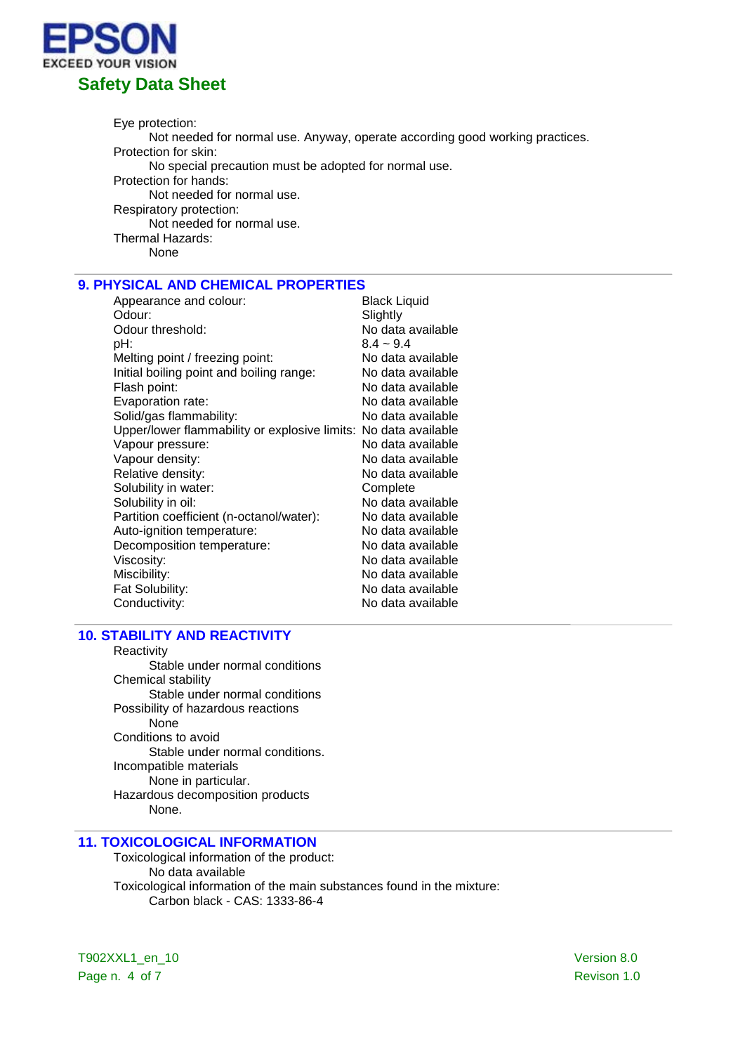Eye protection:

Not needed for normal use. Anyway, operate according good working practices.

Protection for skin:

No special precaution must be adopted for normal use.

Protection for hands:

Not needed for normal use.

Respiratory protection:

Not needed for normal use.

Thermal Hazards:

None

## 9. PHYSICAL AND CHEMICAL PROPERTIES

| | |
|---|---|
| Appearance and colour: | Black Liquid |
| Odour: | Slightly |
| Odour threshold: | No data available |
| pH: | 8.4 ~ 9.4 |
| Melting point / freezing point: | No data available |
| Initial boiling point and boiling range: | No data available |
| Flash point: | No data available |
| Evaporation rate: | No data available |
| Solid/gas flammability: | No data available |
| Upper/lower flammability or explosive limits: | No data available |
| Vapour pressure: | No data available |
| Vapour density: | No data available |
| Relative density: | No data available |
| Solubility in water: | Complete |
| Solubility in oil: | No data available |
| Partition coefficient (n-octanol/water): | No data available |
| Auto-ignition temperature: | No data available |
| Decomposition temperature: | No data available |
| Viscosity: | No data available |
| Miscibility: | No data available |
| Fat Solubility: | No data available |
| Conductivity: | No data available |

## 10. STABILITY AND REACTIVITY

Reactivity

Stable under normal conditions

Chemical stability

Stable under normal conditions

Possibility of hazardous reactions

None

Conditions to avoid

Stable under normal conditions.

Incompatible materials

None in particular.

Hazardous decomposition products

None.

## 11. TOXICOLOGICAL INFORMATION

Toxicological information of the product:

No data available

Toxicological information of the main substances found in the mixture:

Carbon black - CAS: 1333-86-4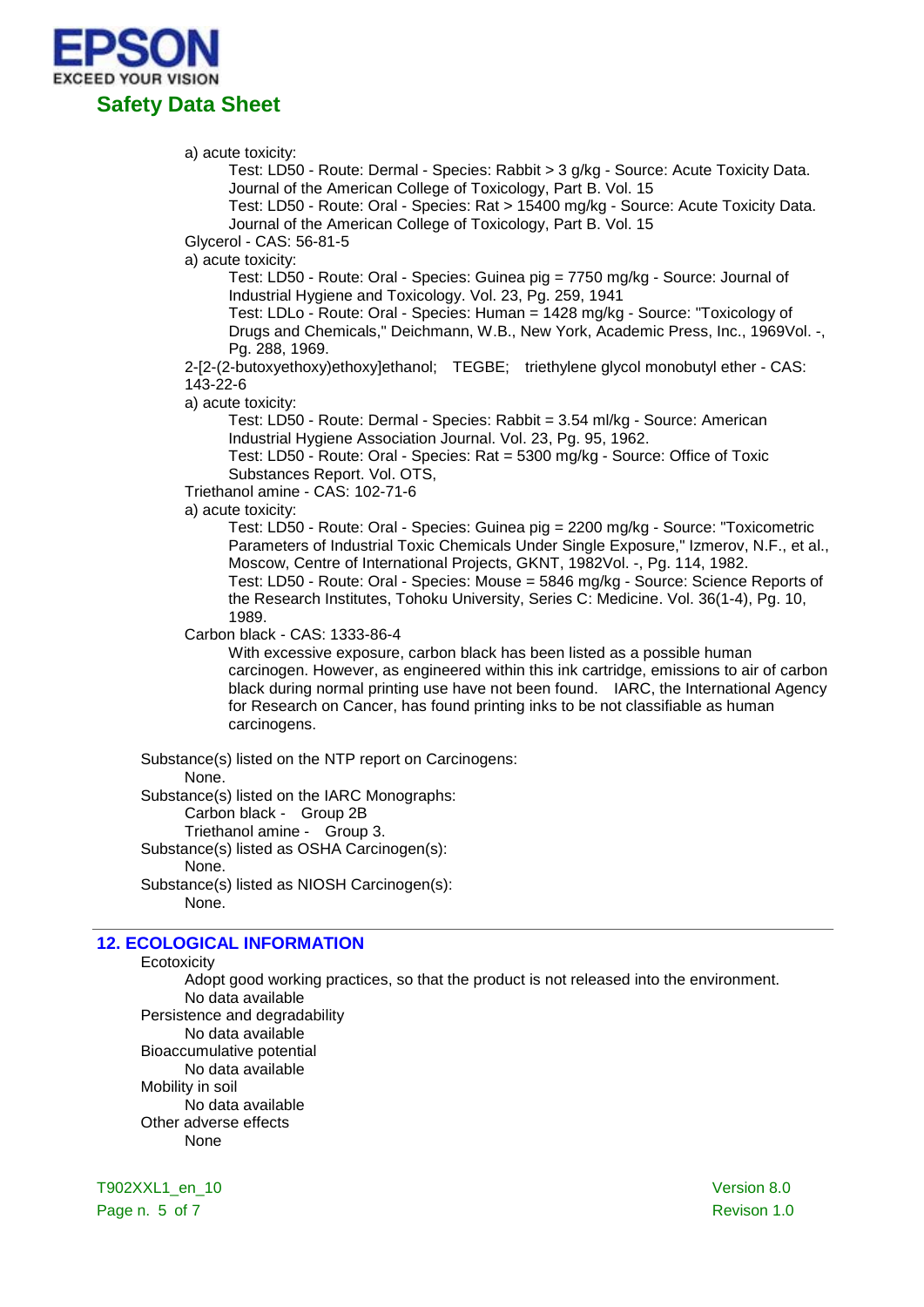a) acute toxicity:

Test: LD50 - Route: Dermal - Species: Rabbit > 3 g/kg - Source: Acute Toxicity Data. Journal of the American College of Toxicology, Part B. Vol. 15

Test: LD50 - Route: Oral - Species: Rat > 15400 mg/kg - Source: Acute Toxicity Data. Journal of the American College of Toxicology, Part B. Vol. 15

Glycerol - CAS: 56-81-5

a) acute toxicity:

Test: LD50 - Route: Oral - Species: Guinea pig = 7750 mg/kg - Source: Journal of Industrial Hygiene and Toxicology. Vol. 23, Pg. 259, 1941

Test: LDLo - Route: Oral - Species: Human = 1428 mg/kg - Source: "Toxicology of Drugs and Chemicals," Deichmann, W.B., New York, Academic Press, Inc., 1969Vol. -, Pg. 288, 1969.

2-[2-(2-butoxyethoxy)ethoxy]ethanol; TEGBE; triethylene glycol monobutyl ether - CAS: 143-22-6

a) acute toxicity:

Test: LD50 - Route: Dermal - Species: Rabbit = 3.54 ml/kg - Source: American Industrial Hygiene Association Journal. Vol. 23, Pg. 95, 1962.

Test: LD50 - Route: Oral - Species: Rat = 5300 mg/kg - Source: Office of Toxic Substances Report. Vol. OTS,

Triethanol amine - CAS: 102-71-6

a) acute toxicity:

Test: LD50 - Route: Oral - Species: Guinea pig = 2200 mg/kg - Source: "Toxicometric Parameters of Industrial Toxic Chemicals Under Single Exposure," Izmerov, N.F., et al., Moscow, Centre of International Projects, GKNT, 1982Vol. -, Pg. 114, 1982.

Test: LD50 - Route: Oral - Species: Mouse = 5846 mg/kg - Source: Science Reports of the Research Institutes, Tohoku University, Series C: Medicine. Vol. 36(1-4), Pg. 10, 1989.

Carbon black - CAS: 1333-86-4

With excessive exposure, carbon black has been listed as a possible human carcinogen. However, as engineered within this ink cartridge, emissions to air of carbon black during normal printing use have not been found. IARC, the International Agency for Research on Cancer, has found printing inks to be not classifiable as human carcinogens.

Substance(s) listed on the NTP report on Carcinogens:

None.

Substance(s) listed on the IARC Monographs:

Carbon black - Group 2B

Triethanol amine - Group 3.

Substance(s) listed as OSHA Carcinogen(s):

None.

Substance(s) listed as NIOSH Carcinogen(s):

None.

## 12. ECOLOGICAL INFORMATION

Ecotoxicity

Adopt good working practices, so that the product is not released into the environment.

No data available

Persistence and degradability

No data available

Bioaccumulative potential

No data available

Mobility in soil

No data available

Other adverse effects

None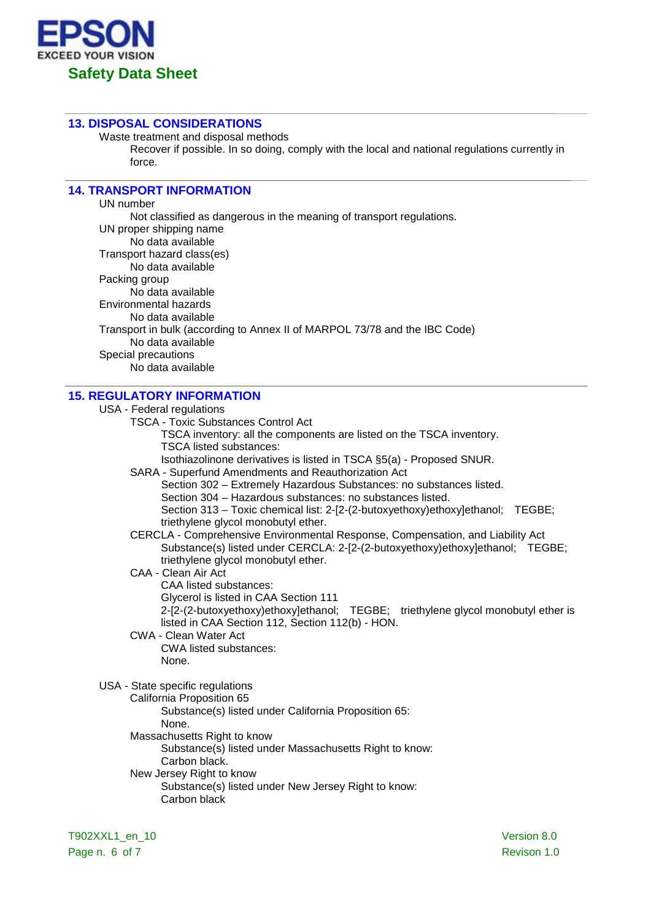## 13. DISPOSAL CONSIDERATIONS

Waste treatment and disposal methods

Recover if possible. In so doing, comply with the local and national regulations currently in force.

## 14. TRANSPORT INFORMATION

UN number

Not classified as dangerous in the meaning of transport regulations.

UN proper shipping name

No data available

Transport hazard class(es)

No data available

Packing group

No data available

Environmental hazards

No data available

Transport in bulk (according to Annex II of MARPOL 73/78 and the IBC Code)

No data available

Special precautions

No data available

## 15. REGULATORY INFORMATION

USA - Federal regulations

TSCA - Toxic Substances Control Act

TSCA inventory: all the components are listed on the TSCA inventory.

TSCA listed substances:

Isothiazolinone derivatives is listed in TSCA §5(a) - Proposed SNUR.

SARA - Superfund Amendments and Reauthorization Act

Section 302 – Extremely Hazardous Substances: no substances listed.

Section 304 – Hazardous substances: no substances listed.

Section 313 – Toxic chemical list: 2-[2-(2-butoxyethoxy)ethoxy]ethanol; TEGBE; triethylene glycol monobutyl ether.

CERCLA - Comprehensive Environmental Response, Compensation, and Liability Act

Substance(s) listed under CERCLA: 2-[2-(2-butoxyethoxy)ethoxy]ethanol; TEGBE; triethylene glycol monobutyl ether.

CAA - Clean Air Act

CAA listed substances:

Glycerol is listed in CAA Section 111

2-[2-(2-butoxyethoxy)ethoxy]ethanol; TEGBE; triethylene glycol monobutyl ether is listed in CAA Section 112, Section 112(b) - HON.

CWA - Clean Water Act

CWA listed substances:

None.

USA - State specific regulations

California Proposition 65

Substance(s) listed under California Proposition 65:

None.

Massachusetts Right to know

Substance(s) listed under Massachusetts Right to know:

Carbon black.

New Jersey Right to know

Substance(s) listed under New Jersey Right to know:

Carbon black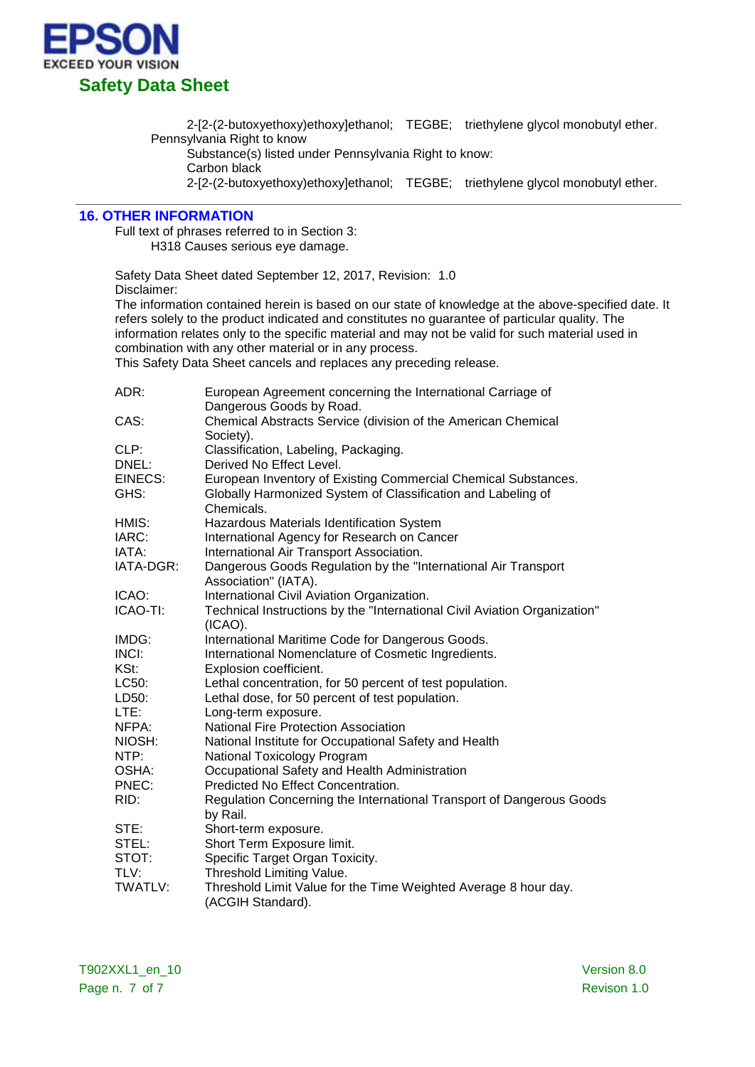2-[2-(2-butoxyethoxy)ethoxy]ethanol; TEGBE; triethylene glycol monobutyl ether.

Pennsylvania Right to know

Substance(s) listed under Pennsylvania Right to know:

Carbon black

2-[2-(2-butoxyethoxy)ethoxy]ethanol; TEGBE; triethylene glycol monobutyl ether.

## 16. OTHER INFORMATION

Full text of phrases referred to in Section 3:

H318 Causes serious eye damage.

Safety Data Sheet dated September 12, 2017, Revision: 1.0

Disclaimer:

The information contained herein is based on our state of knowledge at the above-specified date. It refers solely to the product indicated and constitutes no guarantee of particular quality. The information relates only to the specific material and may not be valid for such material used in combination with any other material or in any process.

This Safety Data Sheet cancels and replaces any preceding release.

| | |
|---|---|
| ADR: | European Agreement concerning the International Carriage of Dangerous Goods by Road. |
| CAS: | Chemical Abstracts Service (division of the American Chemical Society). |
| CLP: | Classification, Labeling, Packaging. |
| DNEL: | Derived No Effect Level. |
| EINECS: | European Inventory of Existing Commercial Chemical Substances. |
| GHS: | Globally Harmonized System of Classification and Labeling of Chemicals. |
| HMIS: | Hazardous Materials Identification System |
| IARC: | International Agency for Research on Cancer |
| IATA: | International Air Transport Association. |
| IATA-DGR: | Dangerous Goods Regulation by the "International Air Transport Association" (IATA). |
| ICAO: | International Civil Aviation Organization. |
| ICAO-TI: | Technical Instructions by the "International Civil Aviation Organization" (ICAO). |
| IMDG: | International Maritime Code for Dangerous Goods. |
| INCI: | International Nomenclature of Cosmetic Ingredients. |
| KSt: | Explosion coefficient. |
| LC50: | Lethal concentration, for 50 percent of test population. |
| LD50: | Lethal dose, for 50 percent of test population. |
| LTE: | Long-term exposure. |
| NFPA: | National Fire Protection Association |
| NIOSH: | National Institute for Occupational Safety and Health |
| NTP: | National Toxicology Program |
| OSHA: | Occupational Safety and Health Administration |
| PNEC: | Predicted No Effect Concentration. |
| RID: | Regulation Concerning the International Transport of Dangerous Goods by Rail. |
| STE: | Short-term exposure. |
| STEL: | Short Term Exposure limit. |
| STOT: | Specific Target Organ Toxicity. |
| TLV: | Threshold Limiting Value. |
| TWATLV: | Threshold Limit Value for the Time Weighted Average 8 hour day. (ACGIH Standard). |